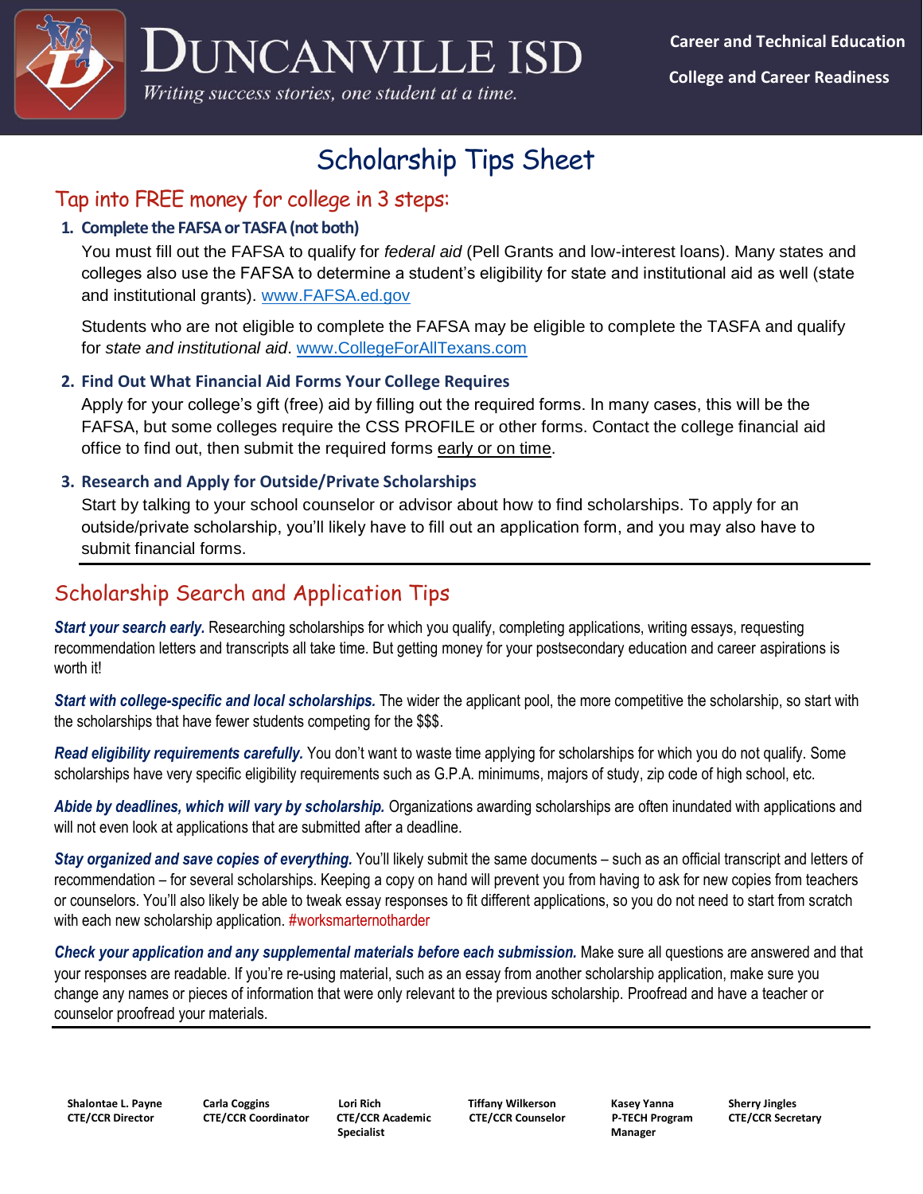# Duncanville ISD

*Writing success stories, one student at a time.*

**Career and Technical Education**

**College and Career Readiness**

# Scholarship Tips Sheet

## Tap into FREE money for college in 3 steps:

1. **Complete the FAFSA or TASFA (not both)**

   You must fill out the FAFSA to qualify for *federal aid* (Pell Grants and low-interest loans). Many states and colleges also use the FAFSA to determine a student's eligibility for state and institutional aid as well (state and institutional grants). www.FAFSA.ed.gov

   Students who are not eligible to complete the FAFSA may be eligible to complete the TASFA and qualify for *state and institutional aid*. www.CollegeForAllTexans.com

2. **Find Out What Financial Aid Forms Your College Requires**

   Apply for your college's gift (free) aid by filling out the required forms. In many cases, this will be the FAFSA, but some colleges require the CSS PROFILE or other forms. Contact the college financial aid office to find out, then submit the required forms early or on time.

3. **Research and Apply for Outside/Private Scholarships**

   Start by talking to your school counselor or advisor about how to find scholarships. To apply for an outside/private scholarship, you'll likely have to fill out an application form, and you may also have to submit financial forms.

---

## Scholarship Search and Application Tips

***Start your search early.*** Researching scholarships for which you qualify, completing applications, writing essays, requesting recommendation letters and transcripts all take time. But getting money for your postsecondary education and career aspirations is worth it!

***Start with college-specific and local scholarships.*** The wider the applicant pool, the more competitive the scholarship, so start with the scholarships that have fewer students competing for the $$$.

***Read eligibility requirements carefully.*** You don't want to waste time applying for scholarships for which you do not qualify. Some scholarships have very specific eligibility requirements such as G.P.A. minimums, majors of study, zip code of high school, etc.

***Abide by deadlines, which will vary by scholarship.*** Organizations awarding scholarships are often inundated with applications and will not even look at applications that are submitted after a deadline.

***Stay organized and save copies of everything.*** You'll likely submit the same documents – such as an official transcript and letters of recommendation – for several scholarships. Keeping a copy on hand will prevent you from having to ask for new copies from teachers or counselors. You'll also likely be able to tweak essay responses to fit different applications, so you do not need to start from scratch with each new scholarship application. #worksmarternotharder

***Check your application and any supplemental materials before each submission.*** Make sure all questions are answered and that your responses are readable. If you're re-using material, such as an essay from another scholarship application, make sure you change any names or pieces of information that were only relevant to the previous scholarship. Proofread and have a teacher or counselor proofread your materials.

---

**Shalontae L. Payne**
**CTE/CCR Director**

**Carla Coggins**
**CTE/CCR Coordinator**

**Lori Rich**
**CTE/CCR Academic Specialist**

**Tiffany Wilkerson**
**CTE/CCR Counselor**

**Kasey Yanna**
**P-TECH Program Manager**

**Sherry Jingles**
**CTE/CCR Secretary**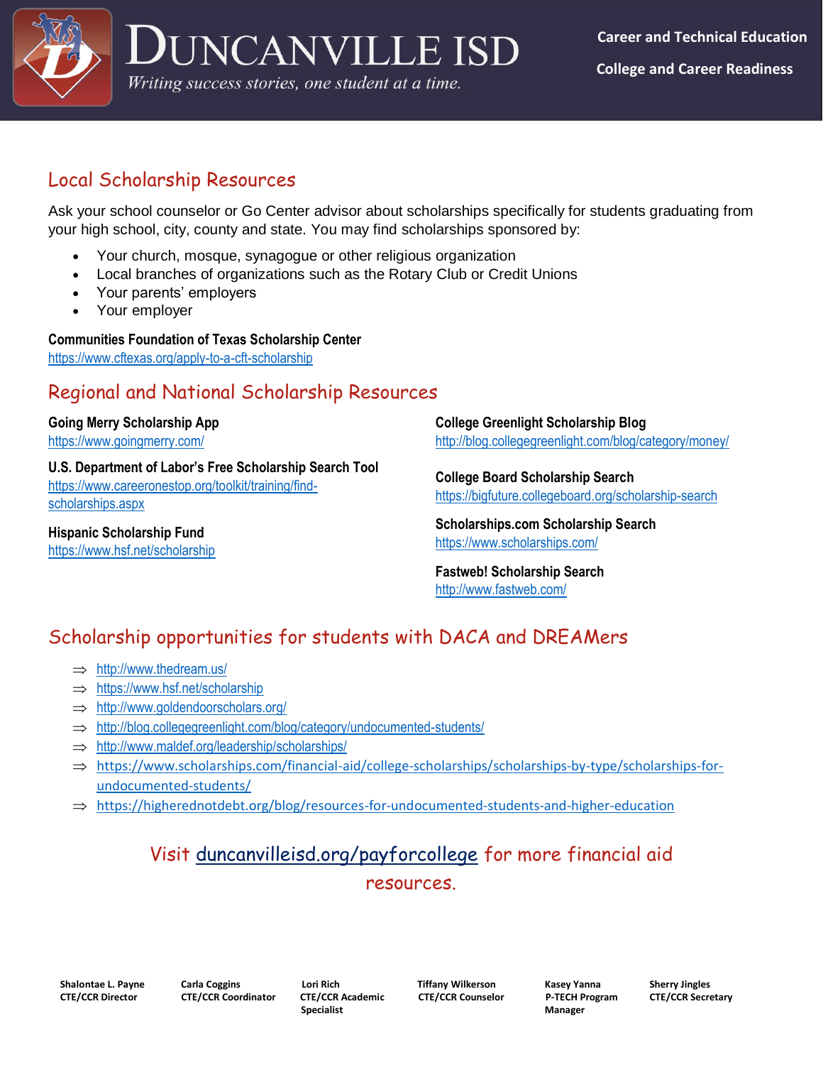## Local Scholarship Resources

Ask your school counselor or Go Center advisor about scholarships specifically for students graduating from your high school, city, county and state. You may find scholarships sponsored by:

- Your church, mosque, synagogue or other religious organization
- Local branches of organizations such as the Rotary Club or Credit Unions
- Your parents' employers
- Your employer

**Communities Foundation of Texas Scholarship Center**
https://www.cftexas.org/apply-to-a-cft-scholarship

## Regional and National Scholarship Resources

**Going Merry Scholarship App**
https://www.goingmerry.com/

**U.S. Department of Labor's Free Scholarship Search Tool**
https://www.careeronestop.org/toolkit/training/find-scholarships.aspx

**Hispanic Scholarship Fund**
https://www.hsf.net/scholarship

**College Greenlight Scholarship Blog**
http://blog.collegegreenlight.com/blog/category/money/

**College Board Scholarship Search**
https://bigfuture.collegeboard.org/scholarship-search

**Scholarships.com Scholarship Search**
https://www.scholarships.com/

**Fastweb! Scholarship Search**
http://www.fastweb.com/

## Scholarship opportunities for students with DACA and DREAMers

⇒ http://www.thedream.us/
⇒ https://www.hsf.net/scholarship
⇒ http://www.goldendoorscholars.org/
⇒ http://blog.collegegreenlight.com/blog/category/undocumented-students/
⇒ http://www.maldef.org/leadership/scholarships/
⇒ https://www.scholarships.com/financial-aid/college-scholarships/scholarships-by-type/scholarships-for-undocumented-students/
⇒ https://higherednotdebt.org/blog/resources-for-undocumented-students-and-higher-education

Visit duncanvilleisd.org/payforcollege for more financial aid resources.

**Shalontae L. Payne**
**CTE/CCR Director**

**Carla Coggins**
**CTE/CCR Coordinator**

**Lori Rich**
**CTE/CCR Academic Specialist**

**Tiffany Wilkerson**
**CTE/CCR Counselor**

**Kasey Yanna**
**P-TECH Program Manager**

**Sherry Jingles**
**CTE/CCR Secretary**